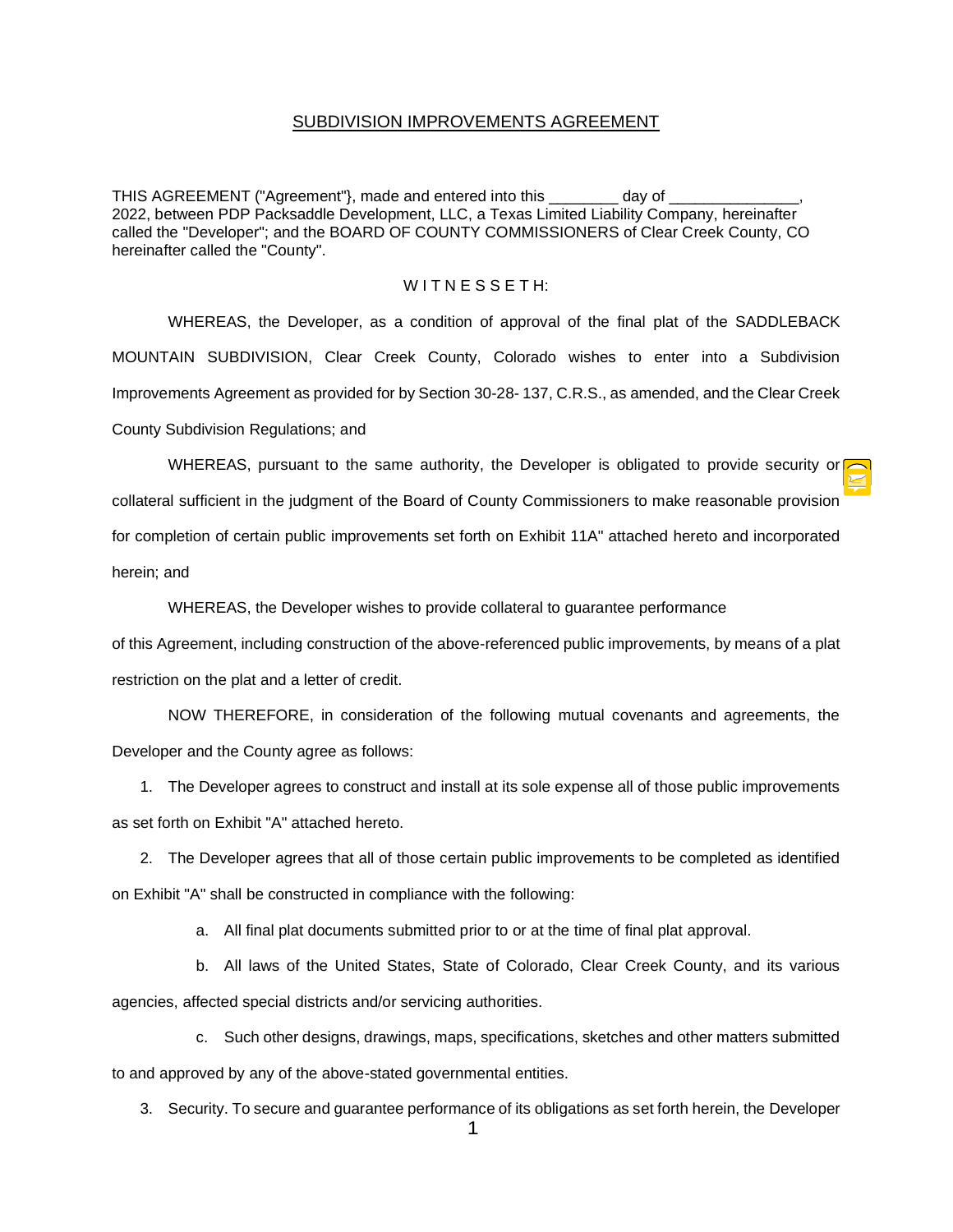# SUBDIVISION IMPROVEMENTS AGREEMENT

THIS AGREEMENT ("Agreement"}, made and entered into this ________ day of _______________, 2022, between PDP Packsaddle Development, LLC, a Texas Limited Liability Company, hereinafter called the "Developer"; and the BOARD OF COUNTY COMMISSIONERS of Clear Creek County, CO hereinafter called the "County".

W I T N E S S E T H:

WHEREAS, the Developer, as a condition of approval of the final plat of the SADDLEBACK MOUNTAIN SUBDIVISION, Clear Creek County, Colorado wishes to enter into a Subdivision Improvements Agreement as provided for by Section 30-28- 137, C.R.S., as amended, and the Clear Creek County Subdivision Regulations; and

WHEREAS, pursuant to the same authority, the Developer is obligated to provide security or collateral sufficient in the judgment of the Board of County Commissioners to make reasonable provision for completion of certain public improvements set forth on Exhibit 11A" attached hereto and incorporated herein; and

WHEREAS, the Developer wishes to provide collateral to guarantee performance of this Agreement, including construction of the above-referenced public improvements, by means of a plat restriction on the plat and a letter of credit.

NOW THEREFORE, in consideration of the following mutual covenants and agreements, the Developer and the County agree as follows:

1. The Developer agrees to construct and install at its sole expense all of those public improvements as set forth on Exhibit "A" attached hereto.

2. The Developer agrees that all of those certain public improvements to be completed as identified on Exhibit "A" shall be constructed in compliance with the following:

   a. All final plat documents submitted prior to or at the time of final plat approval.

   b. All laws of the United States, State of Colorado, Clear Creek County, and its various agencies, affected special districts and/or servicing authorities.

   c. Such other designs, drawings, maps, specifications, sketches and other matters submitted to and approved by any of the above-stated governmental entities.

3. Security. To secure and guarantee performance of its obligations as set forth herein, the Developer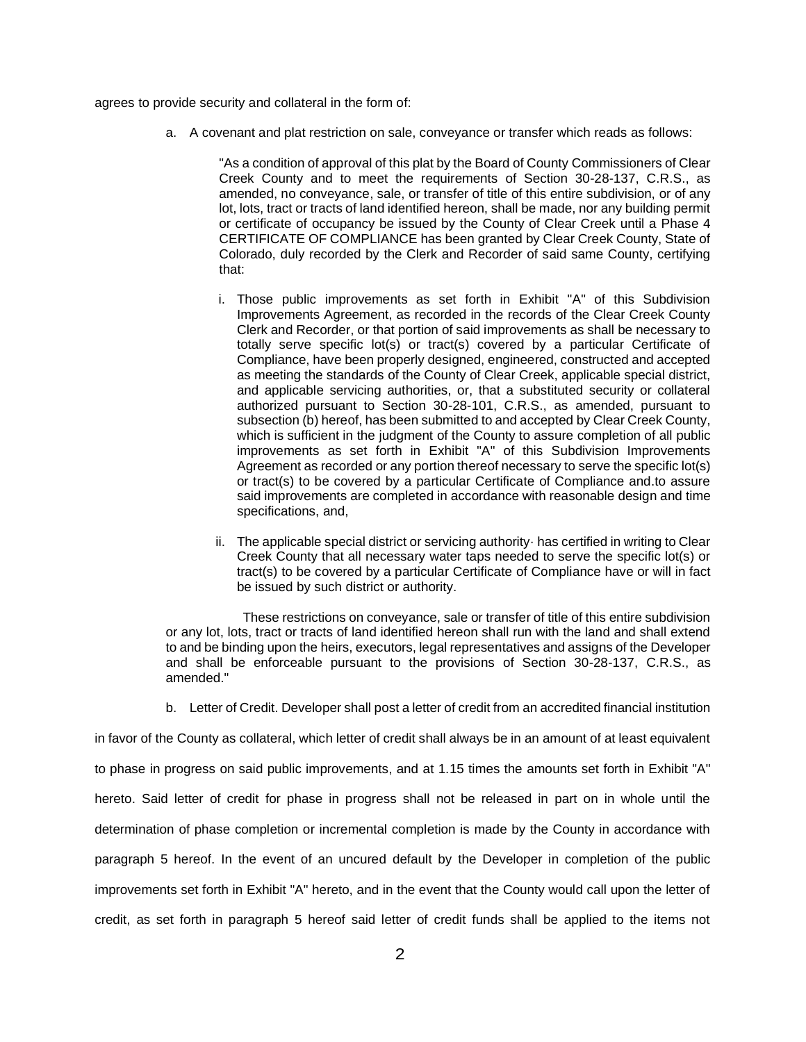agrees to provide security and collateral in the form of:

a. A covenant and plat restriction on sale, conveyance or transfer which reads as follows:

> "As a condition of approval of this plat by the Board of County Commissioners of Clear Creek County and to meet the requirements of Section 30-28-137, C.R.S., as amended, no conveyance, sale, or transfer of title of this entire subdivision, or of any lot, lots, tract or tracts of land identified hereon, shall be made, nor any building permit or certificate of occupancy be issued by the County of Clear Creek until a Phase 4 CERTIFICATE OF COMPLIANCE has been granted by Clear Creek County, State of Colorado, duly recorded by the Clerk and Recorder of said same County, certifying that:
>
> i. Those public improvements as set forth in Exhibit "A" of this Subdivision Improvements Agreement, as recorded in the records of the Clear Creek County Clerk and Recorder, or that portion of said improvements as shall be necessary to totally serve specific lot(s) or tract(s) covered by a particular Certificate of Compliance, have been properly designed, engineered, constructed and accepted as meeting the standards of the County of Clear Creek, applicable special district, and applicable servicing authorities, or, that a substituted security or collateral authorized pursuant to Section 30-28-101, C.R.S., as amended, pursuant to subsection (b) hereof, has been submitted to and accepted by Clear Creek County, which is sufficient in the judgment of the County to assure completion of all public improvements as set forth in Exhibit "A" of this Subdivision Improvements Agreement as recorded or any portion thereof necessary to serve the specific lot(s) or tract(s) to be covered by a particular Certificate of Compliance and.to assure said improvements are completed in accordance with reasonable design and time specifications, and,
>
> ii. The applicable special district or servicing authority· has certified in writing to Clear Creek County that all necessary water taps needed to serve the specific lot(s) or tract(s) to be covered by a particular Certificate of Compliance have or will in fact be issued by such district or authority.
>
> These restrictions on conveyance, sale or transfer of title of this entire subdivision or any lot, lots, tract or tracts of land identified hereon shall run with the land and shall extend to and be binding upon the heirs, executors, legal representatives and assigns of the Developer and shall be enforceable pursuant to the provisions of Section 30-28-137, C.R.S., as amended."

b. Letter of Credit. Developer shall post a letter of credit from an accredited financial institution in favor of the County as collateral, which letter of credit shall always be in an amount of at least equivalent to phase in progress on said public improvements, and at 1.15 times the amounts set forth in Exhibit "A" hereto. Said letter of credit for phase in progress shall not be released in part on in whole until the determination of phase completion or incremental completion is made by the County in accordance with paragraph 5 hereof. In the event of an uncured default by the Developer in completion of the public improvements set forth in Exhibit "A" hereto, and in the event that the County would call upon the letter of credit, as set forth in paragraph 5 hereof said letter of credit funds shall be applied to the items not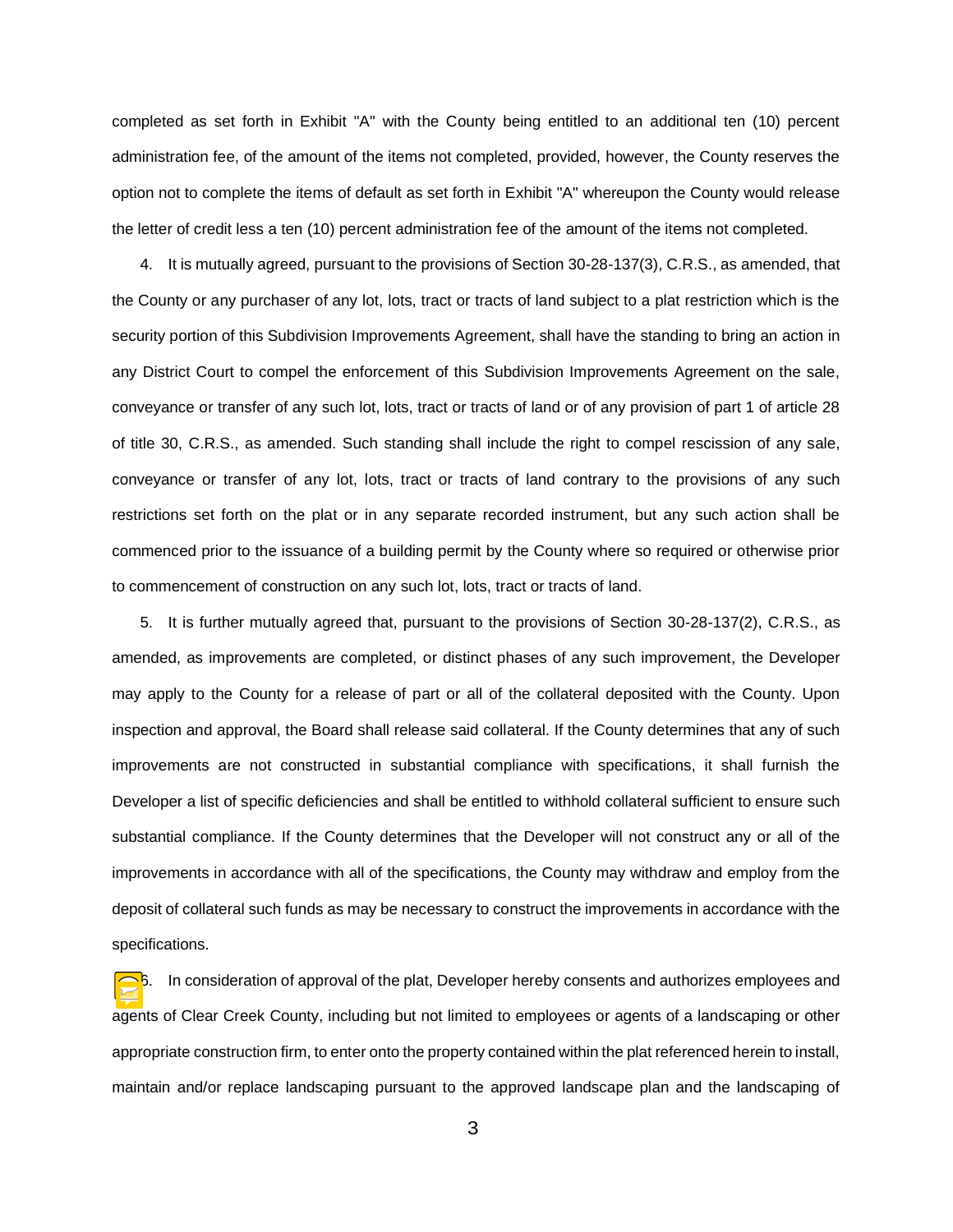completed as set forth in Exhibit "A" with the County being entitled to an additional ten (10) percent administration fee, of the amount of the items not completed, provided, however, the County reserves the option not to complete the items of default as set forth in Exhibit "A" whereupon the County would release the letter of credit less a ten (10) percent administration fee of the amount of the items not completed.

4. It is mutually agreed, pursuant to the provisions of Section 30-28-137(3), C.R.S., as amended, that the County or any purchaser of any lot, lots, tract or tracts of land subject to a plat restriction which is the security portion of this Subdivision Improvements Agreement, shall have the standing to bring an action in any District Court to compel the enforcement of this Subdivision Improvements Agreement on the sale, conveyance or transfer of any such lot, lots, tract or tracts of land or of any provision of part 1 of article 28 of title 30, C.R.S., as amended. Such standing shall include the right to compel rescission of any sale, conveyance or transfer of any lot, lots, tract or tracts of land contrary to the provisions of any such restrictions set forth on the plat or in any separate recorded instrument, but any such action shall be commenced prior to the issuance of a building permit by the County where so required or otherwise prior to commencement of construction on any such lot, lots, tract or tracts of land.

5. It is further mutually agreed that, pursuant to the provisions of Section 30-28-137(2), C.R.S., as amended, as improvements are completed, or distinct phases of any such improvement, the Developer may apply to the County for a release of part or all of the collateral deposited with the County. Upon inspection and approval, the Board shall release said collateral. If the County determines that any of such improvements are not constructed in substantial compliance with specifications, it shall furnish the Developer a list of specific deficiencies and shall be entitled to withhold collateral sufficient to ensure such substantial compliance. If the County determines that the Developer will not construct any or all of the improvements in accordance with all of the specifications, the County may withdraw and employ from the deposit of collateral such funds as may be necessary to construct the improvements in accordance with the specifications.

6. In consideration of approval of the plat, Developer hereby consents and authorizes employees and agents of Clear Creek County, including but not limited to employees or agents of a landscaping or other appropriate construction firm, to enter onto the property contained within the plat referenced herein to install, maintain and/or replace landscaping pursuant to the approved landscape plan and the landscaping of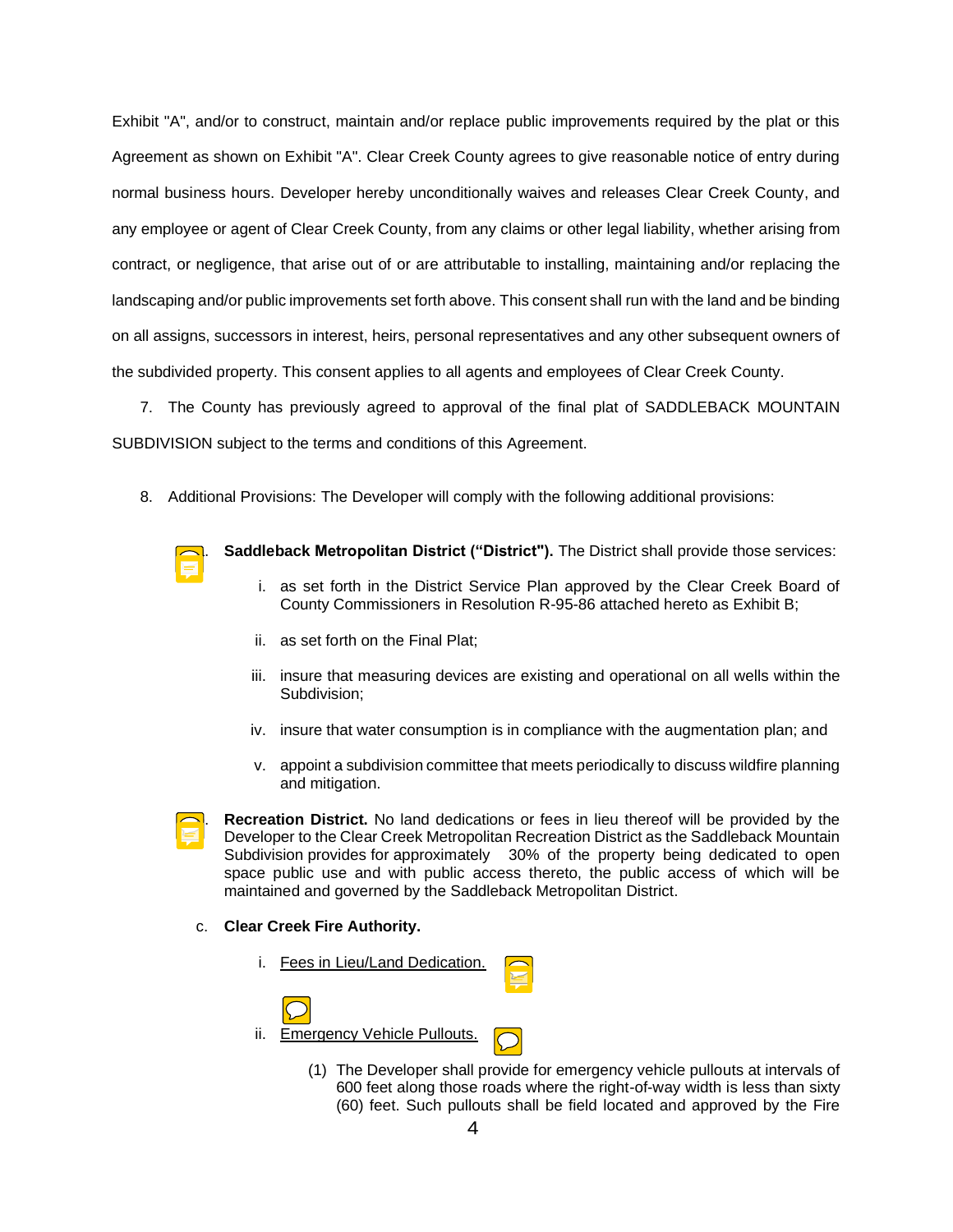Exhibit "A", and/or to construct, maintain and/or replace public improvements required by the plat or this Agreement as shown on Exhibit "A". Clear Creek County agrees to give reasonable notice of entry during normal business hours. Developer hereby unconditionally waives and releases Clear Creek County, and any employee or agent of Clear Creek County, from any claims or other legal liability, whether arising from contract, or negligence, that arise out of or are attributable to installing, maintaining and/or replacing the landscaping and/or public improvements set forth above. This consent shall run with the land and be binding on all assigns, successors in interest, heirs, personal representatives and any other subsequent owners of the subdivided property. This consent applies to all agents and employees of Clear Creek County.

7. The County has previously agreed to approval of the final plat of SADDLEBACK MOUNTAIN SUBDIVISION subject to the terms and conditions of this Agreement.

8. Additional Provisions: The Developer will comply with the following additional provisions:

a. **Saddleback Metropolitan District ("District").** The District shall provide those services:

   i. as set forth in the District Service Plan approved by the Clear Creek Board of County Commissioners in Resolution R-95-86 attached hereto as Exhibit B;

   ii. as set forth on the Final Plat;

   iii. insure that measuring devices are existing and operational on all wells within the Subdivision;

   iv. insure that water consumption is in compliance with the augmentation plan; and

   v. appoint a subdivision committee that meets periodically to discuss wildfire planning and mitigation.

b. **Recreation District.** No land dedications or fees in lieu thereof will be provided by the Developer to the Clear Creek Metropolitan Recreation District as the Saddleback Mountain Subdivision provides for approximately 30% of the property being dedicated to open space public use and with public access thereto, the public access of which will be maintained and governed by the Saddleback Metropolitan District.

c. **Clear Creek Fire Authority.**

   i. <u>Fees in Lieu/Land Dedication.</u>

   ii. <u>Emergency Vehicle Pullouts.</u>

      (1) The Developer shall provide for emergency vehicle pullouts at intervals of 600 feet along those roads where the right-of-way width is less than sixty (60) feet. Such pullouts shall be field located and approved by the Fire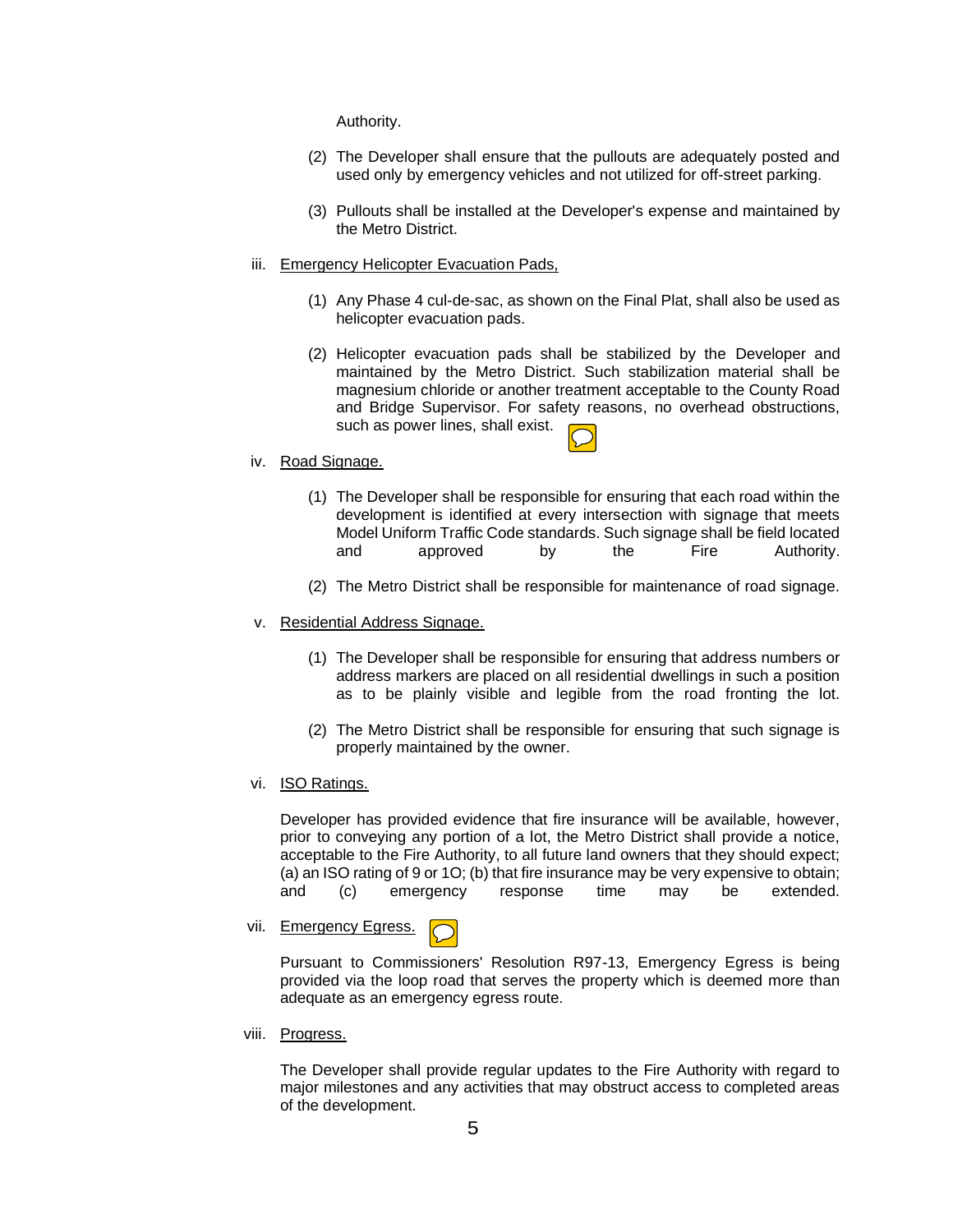Authority.

(2) The Developer shall ensure that the pullouts are adequately posted and used only by emergency vehicles and not utilized for off-street parking.

(3) Pullouts shall be installed at the Developer's expense and maintained by the Metro District.

iii. Emergency Helicopter Evacuation Pads,

(1) Any Phase 4 cul-de-sac, as shown on the Final Plat, shall also be used as helicopter evacuation pads.

(2) Helicopter evacuation pads shall be stabilized by the Developer and maintained by the Metro District. Such stabilization material shall be magnesium chloride or another treatment acceptable to the County Road and Bridge Supervisor. For safety reasons, no overhead obstructions, such as power lines, shall exist.

iv. Road Signage.

(1) The Developer shall be responsible for ensuring that each road within the development is identified at every intersection with signage that meets Model Uniform Traffic Code standards. Such signage shall be field located and approved by the Fire Authority.

(2) The Metro District shall be responsible for maintenance of road signage.

v. Residential Address Signage.

(1) The Developer shall be responsible for ensuring that address numbers or address markers are placed on all residential dwellings in such a position as to be plainly visible and legible from the road fronting the lot.

(2) The Metro District shall be responsible for ensuring that such signage is properly maintained by the owner.

vi. ISO Ratings.

Developer has provided evidence that fire insurance will be available, however, prior to conveying any portion of a lot, the Metro District shall provide a notice, acceptable to the Fire Authority, to all future land owners that they should expect; (a) an ISO rating of 9 or 1O; (b) that fire insurance may be very expensive to obtain; and (c) emergency response time may be extended.

vii. Emergency Egress.

Pursuant to Commissioners' Resolution R97-13, Emergency Egress is being provided via the loop road that serves the property which is deemed more than adequate as an emergency egress route.

viii. Progress.

The Developer shall provide regular updates to the Fire Authority with regard to major milestones and any activities that may obstruct access to completed areas of the development.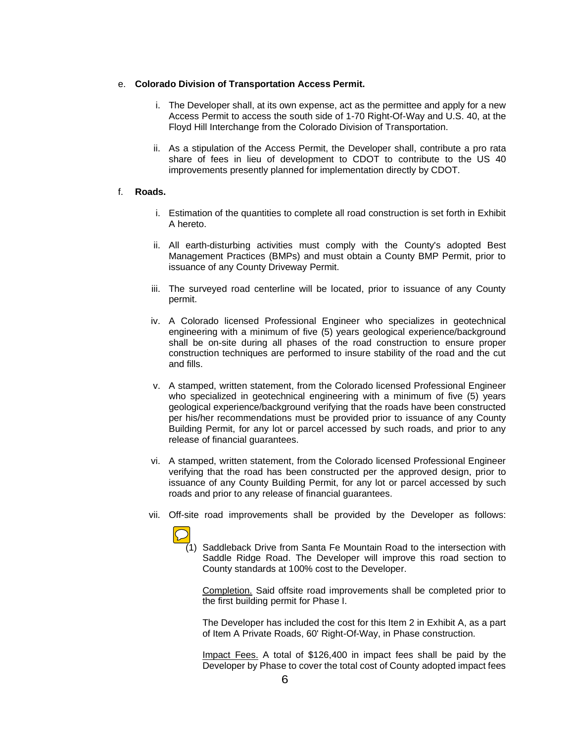e. **Colorado Division of Transportation Access Permit.**

   i. The Developer shall, at its own expense, act as the permittee and apply for a new Access Permit to access the south side of 1-70 Right-Of-Way and U.S. 40, at the Floyd Hill Interchange from the Colorado Division of Transportation.

   ii. As a stipulation of the Access Permit, the Developer shall, contribute a pro rata share of fees in lieu of development to CDOT to contribute to the US 40 improvements presently planned for implementation directly by CDOT.

f. **Roads.**

   i. Estimation of the quantities to complete all road construction is set forth in Exhibit A hereto.

   ii. All earth-disturbing activities must comply with the County's adopted Best Management Practices (BMPs) and must obtain a County BMP Permit, prior to issuance of any County Driveway Permit.

   iii. The surveyed road centerline will be located, prior to issuance of any County permit.

   iv. A Colorado licensed Professional Engineer who specializes in geotechnical engineering with a minimum of five (5) years geological experience/background shall be on-site during all phases of the road construction to ensure proper construction techniques are performed to insure stability of the road and the cut and fills.

   v. A stamped, written statement, from the Colorado licensed Professional Engineer who specialized in geotechnical engineering with a minimum of five (5) years geological experience/background verifying that the roads have been constructed per his/her recommendations must be provided prior to issuance of any County Building Permit, for any lot or parcel accessed by such roads, and prior to any release of financial guarantees.

   vi. A stamped, written statement, from the Colorado licensed Professional Engineer verifying that the road has been constructed per the approved design, prior to issuance of any County Building Permit, for any lot or parcel accessed by such roads and prior to any release of financial guarantees.

   vii. Off-site road improvements shall be provided by the Developer as follows:

      (1) Saddleback Drive from Santa Fe Mountain Road to the intersection with Saddle Ridge Road. The Developer will improve this road section to County standards at 100% cost to the Developer.

      Completion. Said offsite road improvements shall be completed prior to the first building permit for Phase I.

      The Developer has included the cost for this Item 2 in Exhibit A, as a part of Item A Private Roads, 60' Right-Of-Way, in Phase construction.

      Impact Fees. A total of $126,400 in impact fees shall be paid by the Developer by Phase to cover the total cost of County adopted impact fees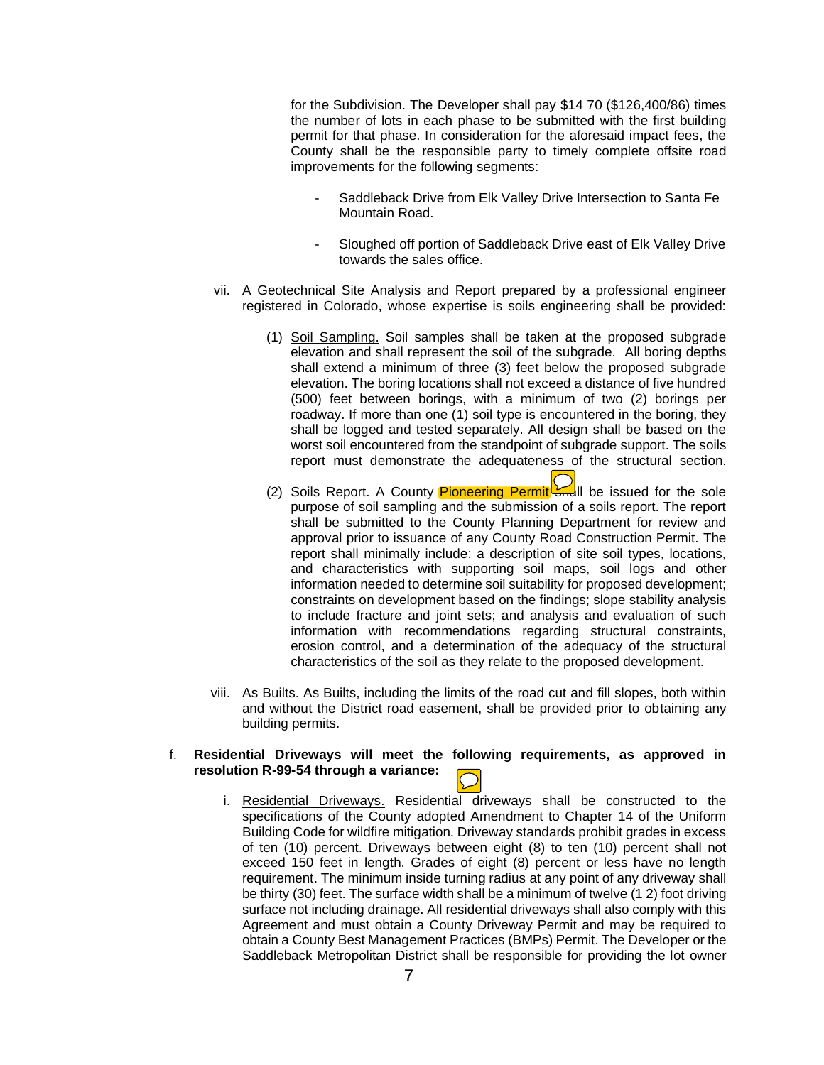for the Subdivision. The Developer shall pay $14 70 ($126,400/86) times the number of lots in each phase to be submitted with the first building permit for that phase. In consideration for the aforesaid impact fees, the County shall be the responsible party to timely complete offsite road improvements for the following segments:

- Saddleback Drive from Elk Valley Drive Intersection to Santa Fe Mountain Road.
- Sloughed off portion of Saddleback Drive east of Elk Valley Drive towards the sales office.

vii. A Geotechnical Site Analysis and Report prepared by a professional engineer registered in Colorado, whose expertise is soils engineering shall be provided:

(1) Soil Sampling. Soil samples shall be taken at the proposed subgrade elevation and shall represent the soil of the subgrade. All boring depths shall extend a minimum of three (3) feet below the proposed subgrade elevation. The boring locations shall not exceed a distance of five hundred (500) feet between borings, with a minimum of two (2) borings per roadway. If more than one (1) soil type is encountered in the boring, they shall be logged and tested separately. All design shall be based on the worst soil encountered from the standpoint of subgrade support. The soils report must demonstrate the adequateness of the structural section.

(2) Soils Report. A County Pioneering Permit shall be issued for the sole purpose of soil sampling and the submission of a soils report. The report shall be submitted to the County Planning Department for review and approval prior to issuance of any County Road Construction Permit. The report shall minimally include: a description of site soil types, locations, and characteristics with supporting soil maps, soil logs and other information needed to determine soil suitability for proposed development; constraints on development based on the findings; slope stability analysis to include fracture and joint sets; and analysis and evaluation of such information with recommendations regarding structural constraints, erosion control, and a determination of the adequacy of the structural characteristics of the soil as they relate to the proposed development.

viii. As Builts. As Builts, including the limits of the road cut and fill slopes, both within and without the District road easement, shall be provided prior to obtaining any building permits.

f. **Residential Driveways will meet the following requirements, as approved in resolution R-99-54 through a variance:**

i. Residential Driveways. Residential driveways shall be constructed to the specifications of the County adopted Amendment to Chapter 14 of the Uniform Building Code for wildfire mitigation. Driveway standards prohibit grades in excess of ten (10) percent. Driveways between eight (8) to ten (10) percent shall not exceed 150 feet in length. Grades of eight (8) percent or less have no length requirement. The minimum inside turning radius at any point of any driveway shall be thirty (30) feet. The surface width shall be a minimum of twelve (1 2) foot driving surface not including drainage. All residential driveways shall also comply with this Agreement and must obtain a County Driveway Permit and may be required to obtain a County Best Management Practices (BMPs) Permit. The Developer or the Saddleback Metropolitan District shall be responsible for providing the lot owner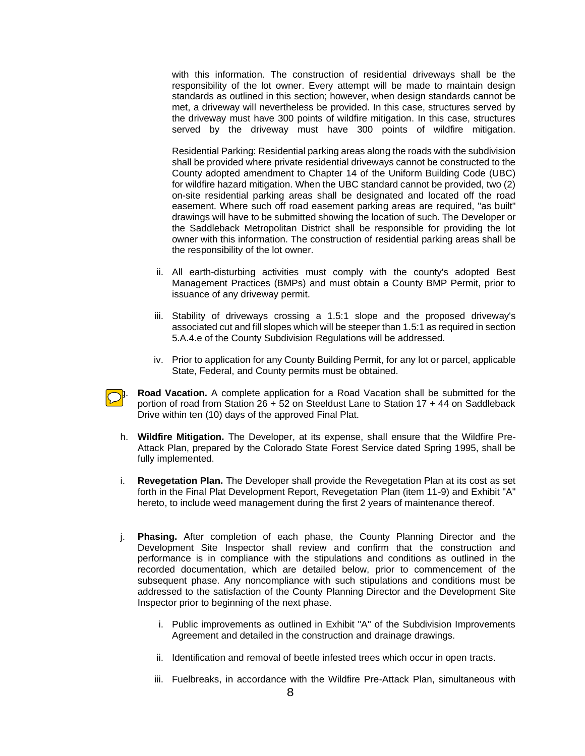with this information. The construction of residential driveways shall be the responsibility of the lot owner. Every attempt will be made to maintain design standards as outlined in this section; however, when design standards cannot be met, a driveway will nevertheless be provided. In this case, structures served by the driveway must have 300 points of wildfire mitigation. In this case, structures served by the driveway must have 300 points of wildfire mitigation.

Residential Parking: Residential parking areas along the roads with the subdivision shall be provided where private residential driveways cannot be constructed to the County adopted amendment to Chapter 14 of the Uniform Building Code (UBC) for wildfire hazard mitigation. When the UBC standard cannot be provided, two (2) on-site residential parking areas shall be designated and located off the road easement. Where such off road easement parking areas are required, "as built" drawings will have to be submitted showing the location of such. The Developer or the Saddleback Metropolitan District shall be responsible for providing the lot owner with this information. The construction of residential parking areas shall be the responsibility of the lot owner.

ii. All earth-disturbing activities must comply with the county's adopted Best Management Practices (BMPs) and must obtain a County BMP Permit, prior to issuance of any driveway permit.

iii. Stability of driveways crossing a 1.5:1 slope and the proposed driveway's associated cut and fill slopes which will be steeper than 1.5:1 as required in section 5.A.4.e of the County Subdivision Regulations will be addressed.

iv. Prior to application for any County Building Permit, for any lot or parcel, applicable State, Federal, and County permits must be obtained.

g. **Road Vacation.** A complete application for a Road Vacation shall be submitted for the portion of road from Station 26 + 52 on Steeldust Lane to Station 17 + 44 on Saddleback Drive within ten (10) days of the approved Final Plat.

h. **Wildfire Mitigation.** The Developer, at its expense, shall ensure that the Wildfire Pre-Attack Plan, prepared by the Colorado State Forest Service dated Spring 1995, shall be fully implemented.

i. **Revegetation Plan.** The Developer shall provide the Revegetation Plan at its cost as set forth in the Final Plat Development Report, Revegetation Plan (item 11-9) and Exhibit "A" hereto, to include weed management during the first 2 years of maintenance thereof.

j. **Phasing.** After completion of each phase, the County Planning Director and the Development Site Inspector shall review and confirm that the construction and performance is in compliance with the stipulations and conditions as outlined in the recorded documentation, which are detailed below, prior to commencement of the subsequent phase. Any noncompliance with such stipulations and conditions must be addressed to the satisfaction of the County Planning Director and the Development Site Inspector prior to beginning of the next phase.

i. Public improvements as outlined in Exhibit "A" of the Subdivision Improvements Agreement and detailed in the construction and drainage drawings.

ii. Identification and removal of beetle infested trees which occur in open tracts.

iii. Fuelbreaks, in accordance with the Wildfire Pre-Attack Plan, simultaneous with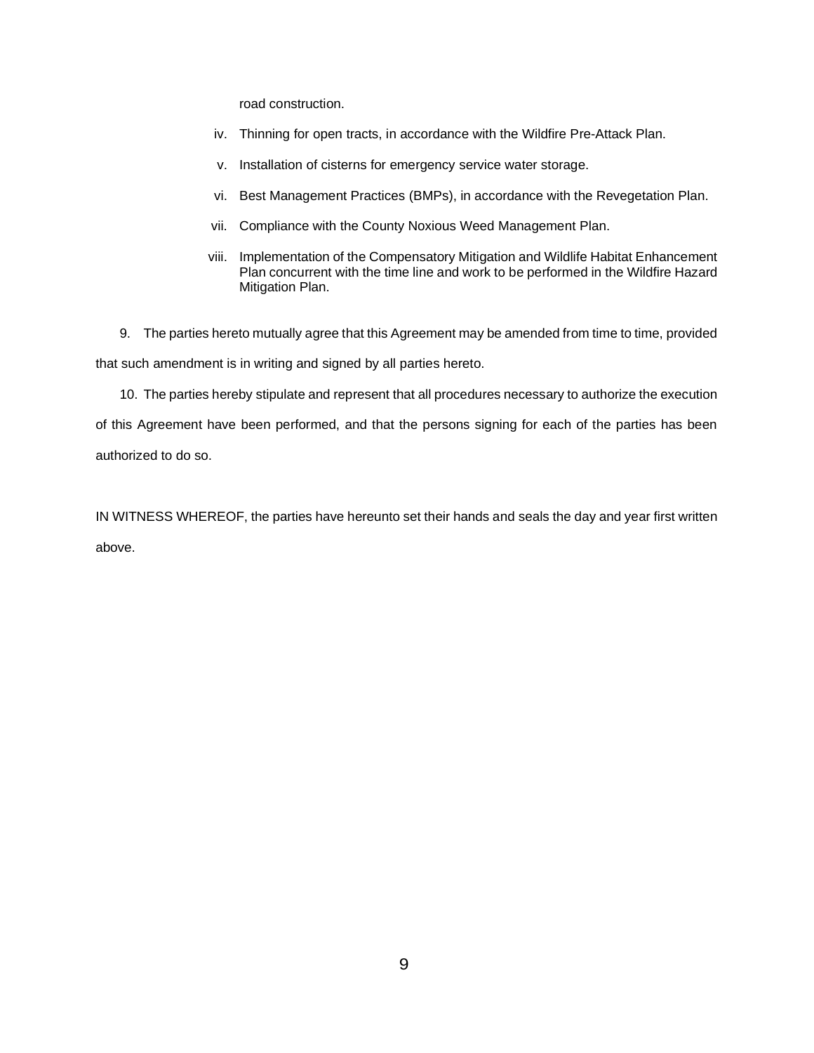road construction.

iv. Thinning for open tracts, in accordance with the Wildfire Pre-Attack Plan.

v. Installation of cisterns for emergency service water storage.

vi. Best Management Practices (BMPs), in accordance with the Revegetation Plan.

vii. Compliance with the County Noxious Weed Management Plan.

viii. Implementation of the Compensatory Mitigation and Wildlife Habitat Enhancement Plan concurrent with the time line and work to be performed in the Wildfire Hazard Mitigation Plan.

9. The parties hereto mutually agree that this Agreement may be amended from time to time, provided that such amendment is in writing and signed by all parties hereto.

10. The parties hereby stipulate and represent that all procedures necessary to authorize the execution of this Agreement have been performed, and that the persons signing for each of the parties has been authorized to do so.

IN WITNESS WHEREOF, the parties have hereunto set their hands and seals the day and year first written above.